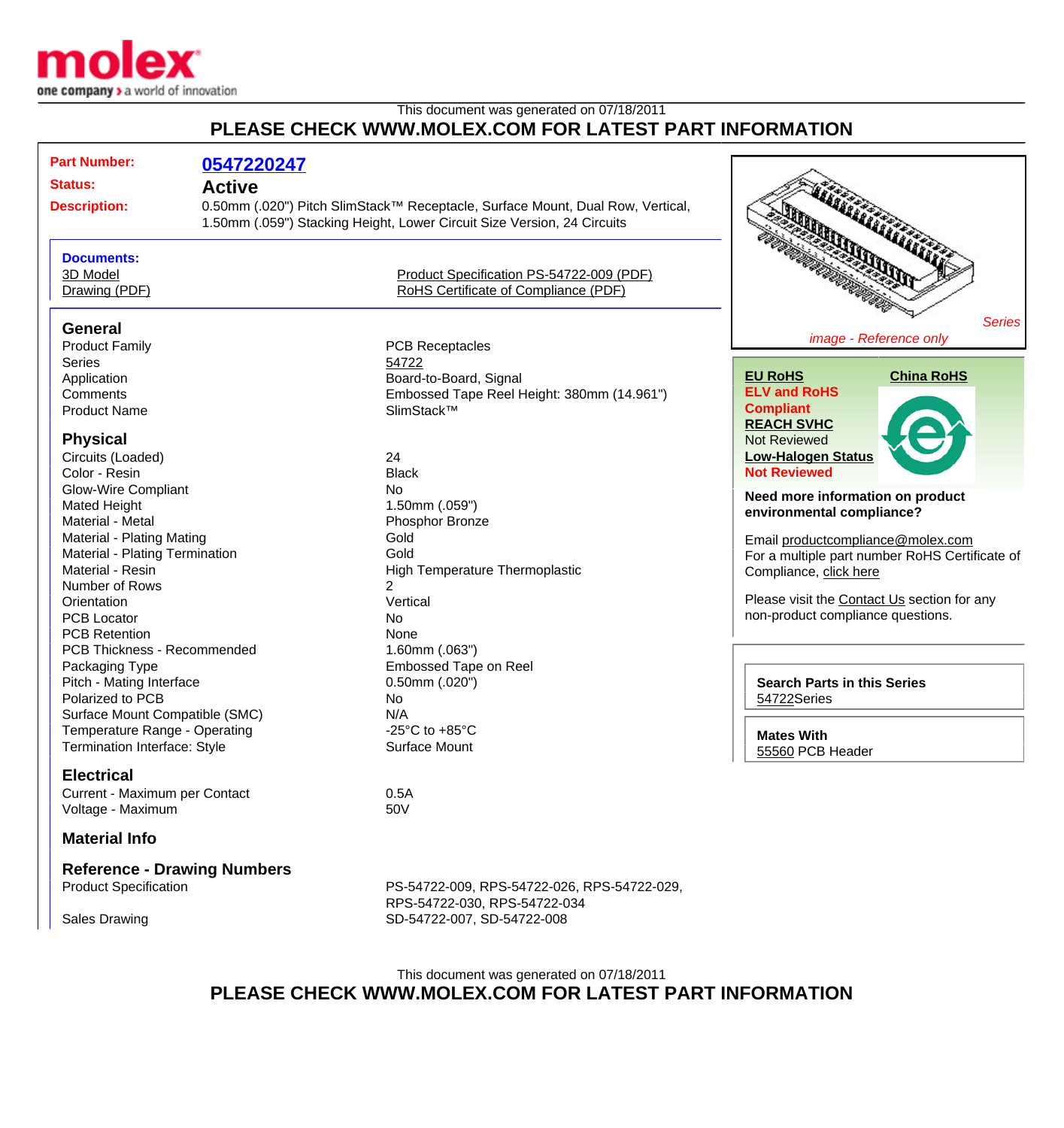This document was generated on 07/18/2011

**PLEASE CHECK WWW.MOLEX.COM FOR LATEST PART INFORMATION**

| | |
|---|---|
| **Part Number:** | **0547220247** |
| **Status:** | **Active** |
| **Description:** | 0.50mm (.020") Pitch SlimStack™ Receptacle, Surface Mount, Dual Row, Vertical, 1.50mm (.059") Stacking Height, Lower Circuit Size Version, 24 Circuits |

**Documents:**

- 3D Model
- Drawing (PDF)
- Product Specification PS-54722-009 (PDF)
- RoHS Certificate of Compliance (PDF)

## General

| | |
|---|---|
| Product Family | PCB Receptacles |
| Series | 54722 |
| Application | Board-to-Board, Signal |
| Comments | Embossed Tape Reel Height: 380mm (14.961") |
| Product Name | SlimStack™ |

## Physical

| | |
|---|---|
| Circuits (Loaded) | 24 |
| Color - Resin | Black |
| Glow-Wire Compliant | No |
| Mated Height | 1.50mm (.059") |
| Material - Metal | Phosphor Bronze |
| Material - Plating Mating | Gold |
| Material - Plating Termination | Gold |
| Material - Resin | High Temperature Thermoplastic |
| Number of Rows | 2 |
| Orientation | Vertical |
| PCB Locator | No |
| PCB Retention | None |
| PCB Thickness - Recommended | 1.60mm (.063") |
| Packaging Type | Embossed Tape on Reel |
| Pitch - Mating Interface | 0.50mm (.020") |
| Polarized to PCB | No |
| Surface Mount Compatible (SMC) | N/A |
| Temperature Range - Operating | -25°C to +85°C |
| Termination Interface: Style | Surface Mount |

## Electrical

| | |
|---|---|
| Current - Maximum per Contact | 0.5A |
| Voltage - Maximum | 50V |

## Material Info

## Reference - Drawing Numbers

| | |
|---|---|
| Product Specification | PS-54722-009, RPS-54722-026, RPS-54722-029, RPS-54722-030, RPS-54722-034 |
| Sales Drawing | SD-54722-007, SD-54722-008 |

*Series*

*image - Reference only*

**EU RoHS**

**ELV and RoHS Compliant**

**REACH SVHC**

Not Reviewed

**Low-Halogen Status**

**Not Reviewed**

**China RoHS**

**Need more information on product environmental compliance?**

Email productcompliance@molex.com

For a multiple part number RoHS Certificate of Compliance, click here

Please visit the Contact Us section for any non-product compliance questions.

**Search Parts in this Series**

54722Series

**Mates With**

55560 PCB Header

This document was generated on 07/18/2011

**PLEASE CHECK WWW.MOLEX.COM FOR LATEST PART INFORMATION**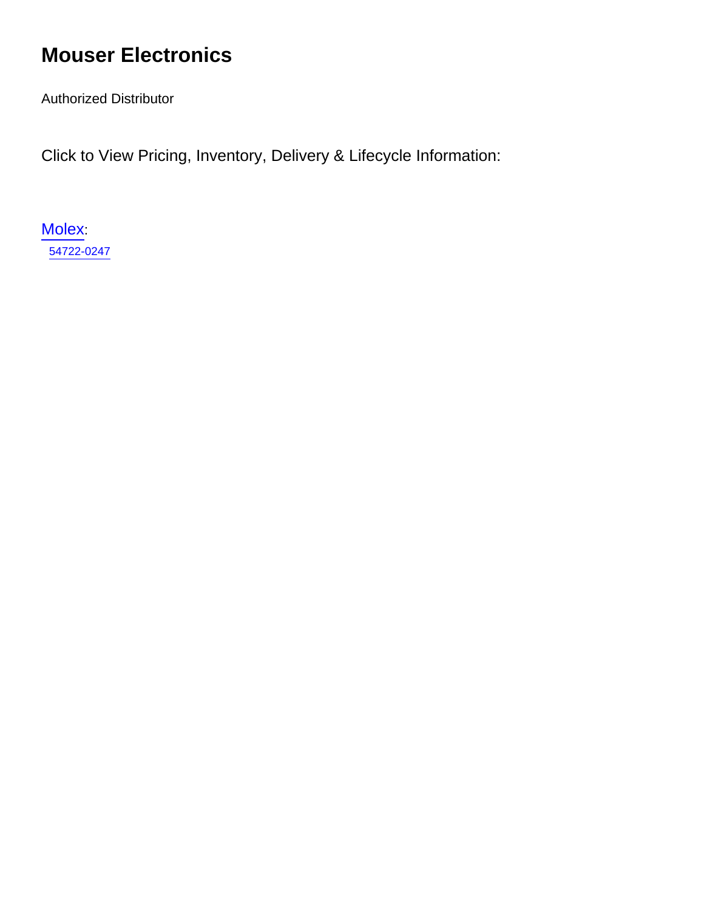# Mouser Electronics

Authorized Distributor

Click to View Pricing, Inventory, Delivery & Lifecycle Information:

Molex:

54722-0247